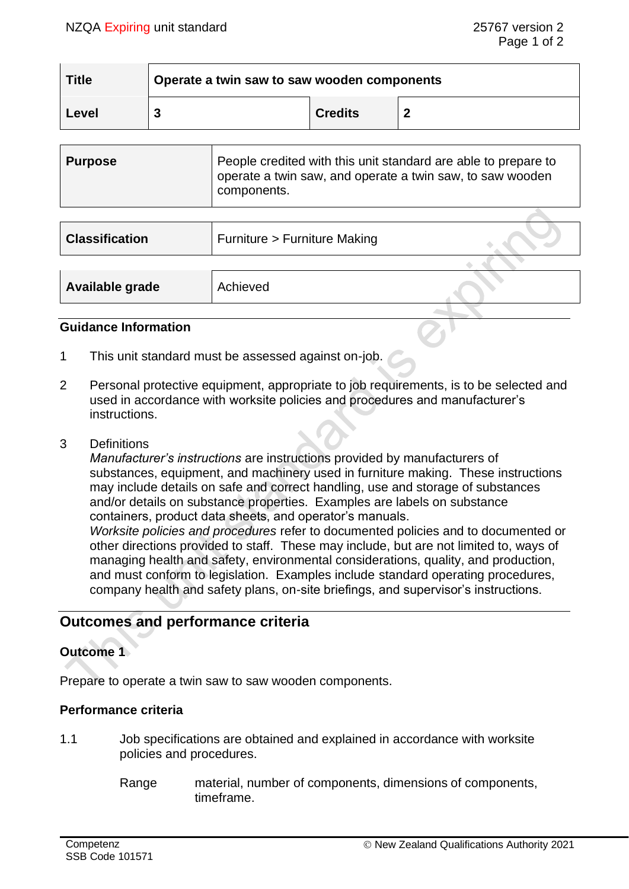| Title | Operate a twin saw to saw wooden components | | |
|---|---|---|---|
| Level | 3 | Credits | 2 |

| Purpose | People credited with this unit standard are able to prepare to operate a twin saw, and operate a twin saw, to saw wooden components. |
|---|---|

| Classification | Furniture > Furniture Making |
|---|---|

| Available grade | Achieved |
|---|---|

### Guidance Information

1 This unit standard must be assessed against on-job.

2 Personal protective equipment, appropriate to job requirements, is to be selected and used in accordance with worksite policies and procedures and manufacturer's instructions.

3 Definitions
*Manufacturer's instructions* are instructions provided by manufacturers of substances, equipment, and machinery used in furniture making. These instructions may include details on safe and correct handling, use and storage of substances and/or details on substance properties. Examples are labels on substance containers, product data sheets, and operator's manuals.
*Worksite policies and procedures* refer to documented policies and to documented or other directions provided to staff. These may include, but are not limited to, ways of managing health and safety, environmental considerations, quality, and production, and must conform to legislation. Examples include standard operating procedures, company health and safety plans, on-site briefings, and supervisor's instructions.

## Outcomes and performance criteria

### Outcome 1

Prepare to operate a twin saw to saw wooden components.

#### Performance criteria

1.1 Job specifications are obtained and explained in accordance with worksite policies and procedures.

Range material, number of components, dimensions of components, timeframe.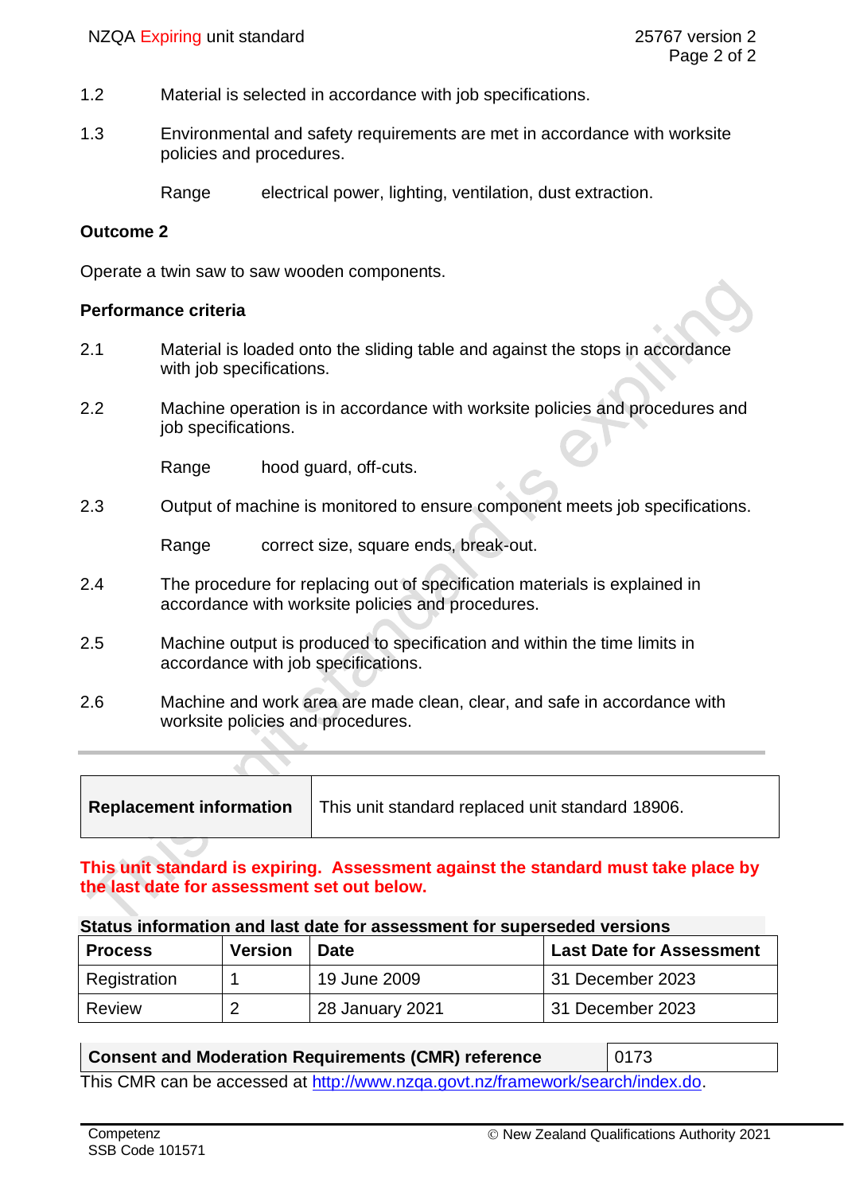1.2 Material is selected in accordance with job specifications.

1.3 Environmental and safety requirements are met in accordance with worksite policies and procedures.

Range electrical power, lighting, ventilation, dust extraction.

**Outcome 2**

Operate a twin saw to saw wooden components.

**Performance criteria**

2.1 Material is loaded onto the sliding table and against the stops in accordance with job specifications.

2.2 Machine operation is in accordance with worksite policies and procedures and job specifications.

Range hood guard, off-cuts.

2.3 Output of machine is monitored to ensure component meets job specifications.

Range correct size, square ends, break-out.

2.4 The procedure for replacing out of specification materials is explained in accordance with worksite policies and procedures.

2.5 Machine output is produced to specification and within the time limits in accordance with job specifications.

2.6 Machine and work area are made clean, clear, and safe in accordance with worksite policies and procedures.

| | |
|---|---|
| **Replacement information** | This unit standard replaced unit standard 18906. |

**This unit standard is expiring. Assessment against the standard must take place by the last date for assessment set out below.**

**Status information and last date for assessment for superseded versions**

| **Process** | **Version** | **Date** | **Last Date for Assessment** |
|---|---|---|---|
| Registration | 1 | 19 June 2009 | 31 December 2023 |
| Review | 2 | 28 January 2021 | 31 December 2023 |

| | |
|---|---|
| **Consent and Moderation Requirements (CMR) reference** | 0173 |

This CMR can be accessed at http://www.nzqa.govt.nz/framework/search/index.do.

Competenz
SSB Code 101571

© New Zealand Qualifications Authority 2021